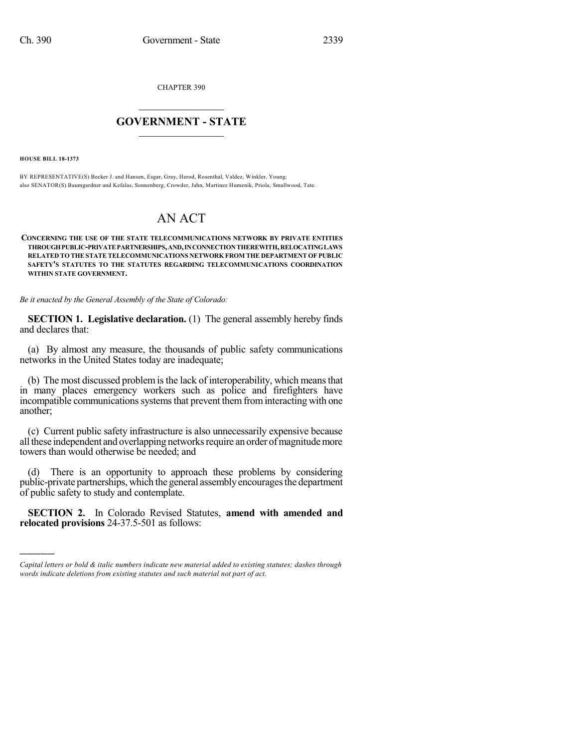CHAPTER 390

# GOVERNMENT - STATE

**HOUSE BILL 18-1373**

BY REPRESENTATIVE(S) Becker J. and Hansen, Esgar, Gray, Herod, Rosenthal, Valdez, Winkler, Young;
also SENATOR(S) Baumgardner and Kefalas, Sonnenberg, Crowder, Jahn, Martinez Humenik, Priola, Smallwood, Tate.

# AN ACT

**CONCERNING THE USE OF THE STATE TELECOMMUNICATIONS NETWORK BY PRIVATE ENTITIES THROUGH PUBLIC-PRIVATE PARTNERSHIPS, AND, IN CONNECTION THEREWITH, RELOCATING LAWS RELATED TO THE STATE TELECOMMUNICATIONS NETWORK FROM THE DEPARTMENT OF PUBLIC SAFETY'S STATUTES TO THE STATUTES REGARDING TELECOMMUNICATIONS COORDINATION WITHIN STATE GOVERNMENT.**

*Be it enacted by the General Assembly of the State of Colorado:*

**SECTION 1. Legislative declaration.** (1) The general assembly hereby finds and declares that:

(a) By almost any measure, the thousands of public safety communications networks in the United States today are inadequate;

(b) The most discussed problem is the lack of interoperability, which means that in many places emergency workers such as police and firefighters have incompatible communications systems that prevent them from interacting with one another;

(c) Current public safety infrastructure is also unnecessarily expensive because all these independent and overlapping networks require an order of magnitude more towers than would otherwise be needed; and

(d) There is an opportunity to approach these problems by considering public-private partnerships, which the general assembly encourages the department of public safety to study and contemplate.

**SECTION 2.** In Colorado Revised Statutes, **amend with amended and relocated provisions** 24-37.5-501 as follows:

---

*Capital letters or bold & italic numbers indicate new material added to existing statutes; dashes through words indicate deletions from existing statutes and such material not part of act.*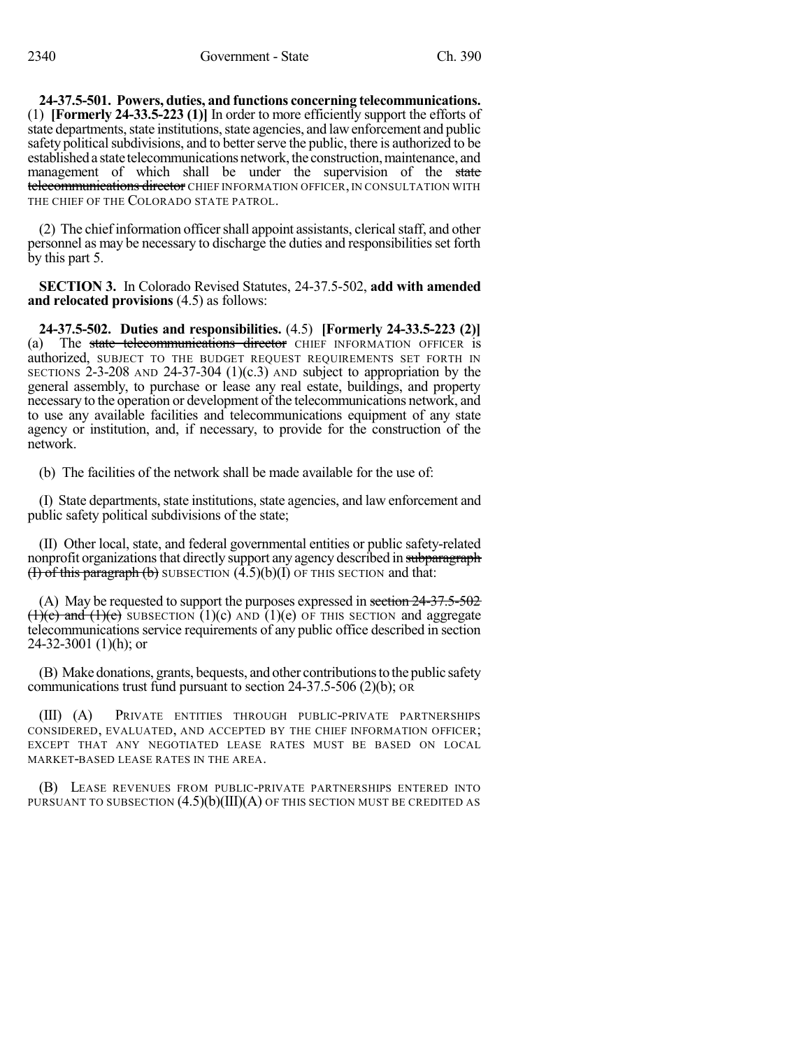**24-37.5-501. Powers, duties, and functions concerning telecommunications.** (1) **[Formerly 24-33.5-223 (1)]** In order to more efficiently support the efforts of state departments, state institutions, state agencies, and law enforcement and public safety political subdivisions, and to better serve the public, there is authorized to be established a state telecommunications network, the construction, maintenance, and management of which shall be under the supervision of the ~~state telecommunications director~~ CHIEF INFORMATION OFFICER, IN CONSULTATION WITH THE CHIEF OF THE COLORADO STATE PATROL.

(2) The chief information officer shall appoint assistants, clerical staff, and other personnel as may be necessary to discharge the duties and responsibilities set forth by this part 5.

**SECTION 3.** In Colorado Revised Statutes, 24-37.5-502, **add with amended and relocated provisions** (4.5) as follows:

**24-37.5-502. Duties and responsibilities.** (4.5) **[Formerly 24-33.5-223 (2)]** (a) The ~~state telecommunications director~~ CHIEF INFORMATION OFFICER is authorized, SUBJECT TO THE BUDGET REQUEST REQUIREMENTS SET FORTH IN SECTIONS 2-3-208 AND 24-37-304 (1)(c.3) AND subject to appropriation by the general assembly, to purchase or lease any real estate, buildings, and property necessary to the operation or development of the telecommunications network, and to use any available facilities and telecommunications equipment of any state agency or institution, and, if necessary, to provide for the construction of the network.

(b) The facilities of the network shall be made available for the use of:

(I) State departments, state institutions, state agencies, and law enforcement and public safety political subdivisions of the state;

(II) Other local, state, and federal governmental entities or public safety-related nonprofit organizations that directly support any agency described in ~~subparagraph (I) of this paragraph (b)~~ SUBSECTION (4.5)(b)(I) OF THIS SECTION and that:

(A) May be requested to support the purposes expressed in ~~section 24-37.5-502 (1)(c) and (1)(e)~~ SUBSECTION (1)(c) AND (1)(e) OF THIS SECTION and aggregate telecommunications service requirements of any public office described in section 24-32-3001 (1)(h); or

(B) Make donations, grants, bequests, and other contributions to the public safety communications trust fund pursuant to section 24-37.5-506 (2)(b); OR

(III) (A) PRIVATE ENTITIES THROUGH PUBLIC-PRIVATE PARTNERSHIPS CONSIDERED, EVALUATED, AND ACCEPTED BY THE CHIEF INFORMATION OFFICER; EXCEPT THAT ANY NEGOTIATED LEASE RATES MUST BE BASED ON LOCAL MARKET-BASED LEASE RATES IN THE AREA.

(B) LEASE REVENUES FROM PUBLIC-PRIVATE PARTNERSHIPS ENTERED INTO PURSUANT TO SUBSECTION (4.5)(b)(III)(A) OF THIS SECTION MUST BE CREDITED AS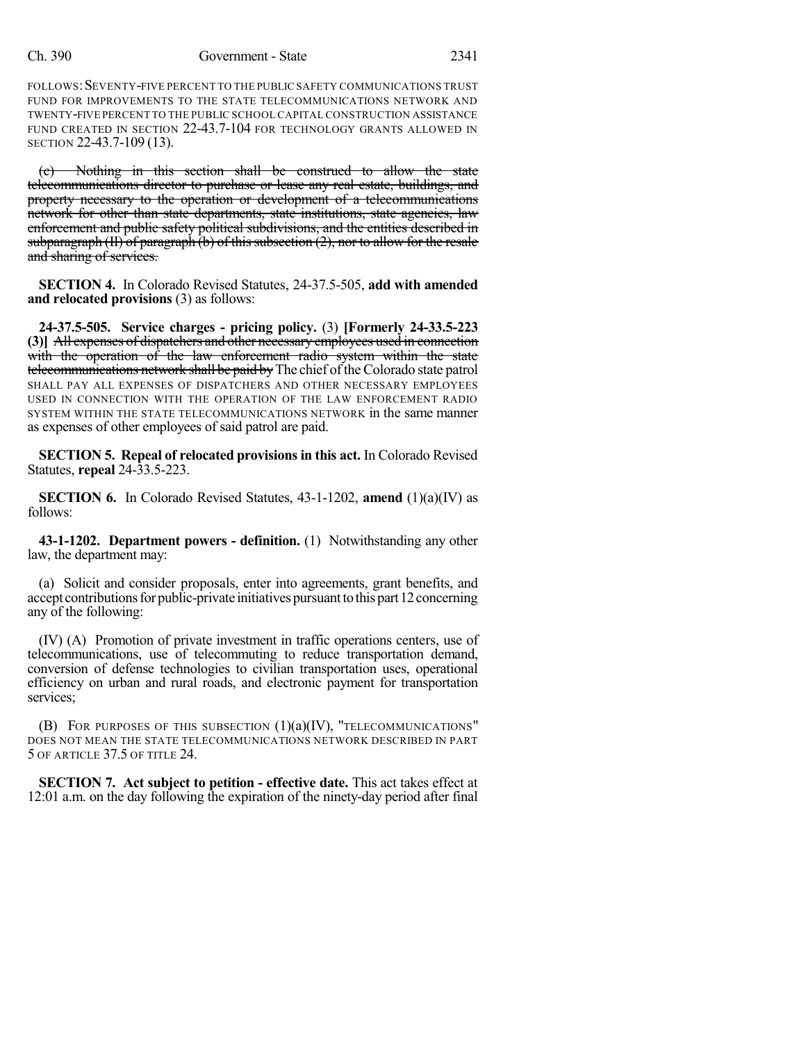FOLLOWS: SEVENTY-FIVE PERCENT TO THE PUBLIC SAFETY COMMUNICATIONS TRUST FUND FOR IMPROVEMENTS TO THE STATE TELECOMMUNICATIONS NETWORK AND TWENTY-FIVE PERCENT TO THE PUBLIC SCHOOL CAPITAL CONSTRUCTION ASSISTANCE FUND CREATED IN SECTION 22-43.7-104 FOR TECHNOLOGY GRANTS ALLOWED IN SECTION 22-43.7-109 (13).

~~(c) Nothing in this section shall be construed to allow the state telecommunications director to purchase or lease any real estate, buildings, and property necessary to the operation or development of a telecommunications network for other than state departments, state institutions, state agencies, law enforcement and public safety political subdivisions, and the entities described in subparagraph (II) of paragraph (b) of this subsection (2), nor to allow for the resale and sharing of services.~~

**SECTION 4.** In Colorado Revised Statutes, 24-37.5-505, **add with amended and relocated provisions** (3) as follows:

**24-37.5-505. Service charges - pricing policy.** (3) **[Formerly 24-33.5-223 (3)]** ~~All expenses of dispatchers and other necessary employees used in connection with the operation of the law enforcement radio system within the state telecommunications network shall be paid by~~ The chief of the Colorado state patrol SHALL PAY ALL EXPENSES OF DISPATCHERS AND OTHER NECESSARY EMPLOYEES USED IN CONNECTION WITH THE OPERATION OF THE LAW ENFORCEMENT RADIO SYSTEM WITHIN THE STATE TELECOMMUNICATIONS NETWORK in the same manner as expenses of other employees of said patrol are paid.

**SECTION 5. Repeal of relocated provisions in this act.** In Colorado Revised Statutes, **repeal** 24-33.5-223.

**SECTION 6.** In Colorado Revised Statutes, 43-1-1202, **amend** (1)(a)(IV) as follows:

**43-1-1202. Department powers - definition.** (1) Notwithstanding any other law, the department may:

(a) Solicit and consider proposals, enter into agreements, grant benefits, and accept contributions for public-private initiatives pursuant to this part 12 concerning any of the following:

(IV) (A) Promotion of private investment in traffic operations centers, use of telecommunications, use of telecommuting to reduce transportation demand, conversion of defense technologies to civilian transportation uses, operational efficiency on urban and rural roads, and electronic payment for transportation services;

(B) FOR PURPOSES OF THIS SUBSECTION (1)(a)(IV), "TELECOMMUNICATIONS" DOES NOT MEAN THE STATE TELECOMMUNICATIONS NETWORK DESCRIBED IN PART 5 OF ARTICLE 37.5 OF TITLE 24.

**SECTION 7. Act subject to petition - effective date.** This act takes effect at 12:01 a.m. on the day following the expiration of the ninety-day period after final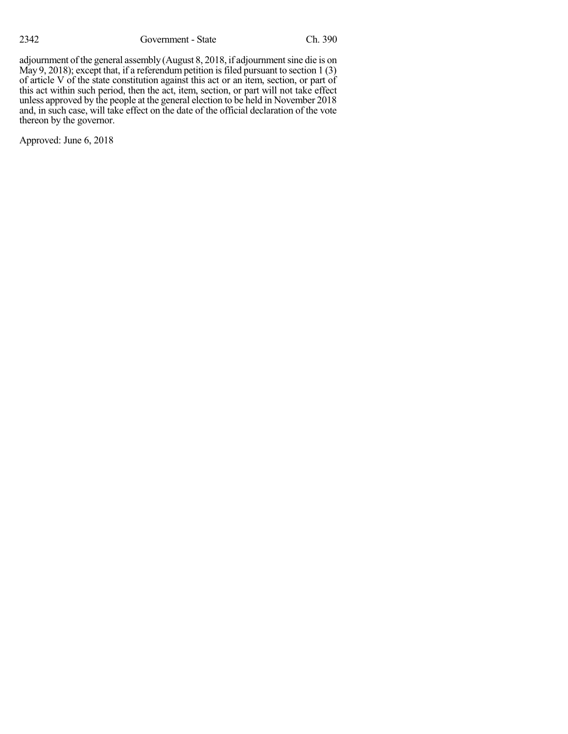adjournment of the general assembly (August 8, 2018, if adjournment sine die is on May 9, 2018); except that, if a referendum petition is filed pursuant to section 1 (3) of article V of the state constitution against this act or an item, section, or part of this act within such period, then the act, item, section, or part will not take effect unless approved by the people at the general election to be held in November 2018 and, in such case, will take effect on the date of the official declaration of the vote thereon by the governor.

Approved: June 6, 2018